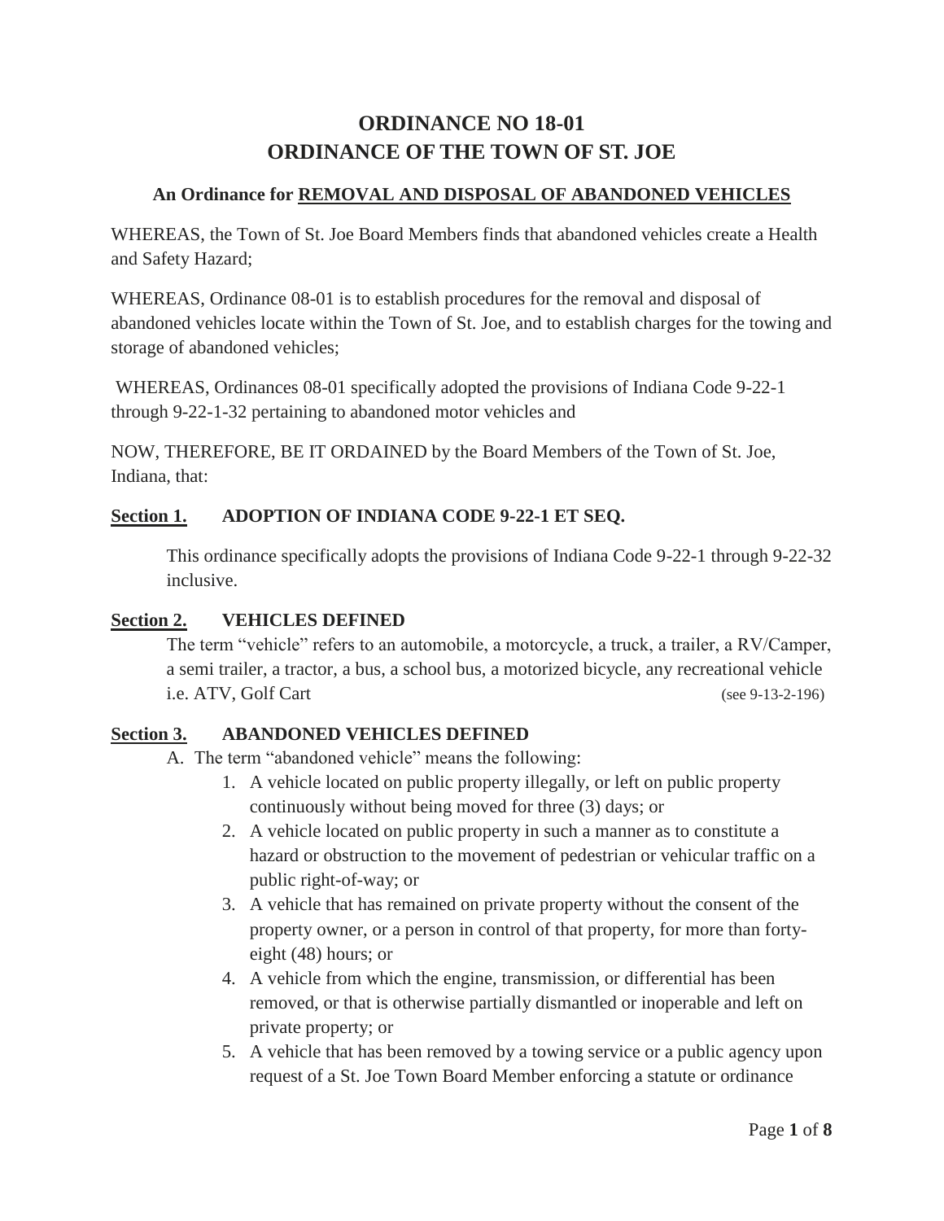# ORDINANCE NO 18-01
# ORDINANCE OF THE TOWN OF ST. JOE

### An Ordinance for <u>REMOVAL AND DISPOSAL OF ABANDONED VEHICLES</u>

WHEREAS, the Town of St. Joe Board Members finds that abandoned vehicles create a Health and Safety Hazard;

WHEREAS, Ordinance 08-01 is to establish procedures for the removal and disposal of abandoned vehicles locate within the Town of St. Joe, and to establish charges for the towing and storage of abandoned vehicles;

WHEREAS, Ordinances 08-01 specifically adopted the provisions of Indiana Code 9-22-1 through 9-22-1-32 pertaining to abandoned motor vehicles and

NOW, THEREFORE, BE IT ORDAINED by the Board Members of the Town of St. Joe, Indiana, that:

**<u>Section 1.</u> ADOPTION OF INDIANA CODE 9-22-1 ET SEQ.**

This ordinance specifically adopts the provisions of Indiana Code 9-22-1 through 9-22-32 inclusive.

**<u>Section 2.</u> VEHICLES DEFINED**

The term "vehicle" refers to an automobile, a motorcycle, a truck, a trailer, a RV/Camper, a semi trailer, a tractor, a bus, a school bus, a motorized bicycle, any recreational vehicle i.e. ATV, Golf Cart (see 9-13-2-196)

**<u>Section 3.</u> ABANDONED VEHICLES DEFINED**

A. The term "abandoned vehicle" means the following:

1. A vehicle located on public property illegally, or left on public property continuously without being moved for three (3) days; or
2. A vehicle located on public property in such a manner as to constitute a hazard or obstruction to the movement of pedestrian or vehicular traffic on a public right-of-way; or
3. A vehicle that has remained on private property without the consent of the property owner, or a person in control of that property, for more than forty-eight (48) hours; or
4. A vehicle from which the engine, transmission, or differential has been removed, or that is otherwise partially dismantled or inoperable and left on private property; or
5. A vehicle that has been removed by a towing service or a public agency upon request of a St. Joe Town Board Member enforcing a statute or ordinance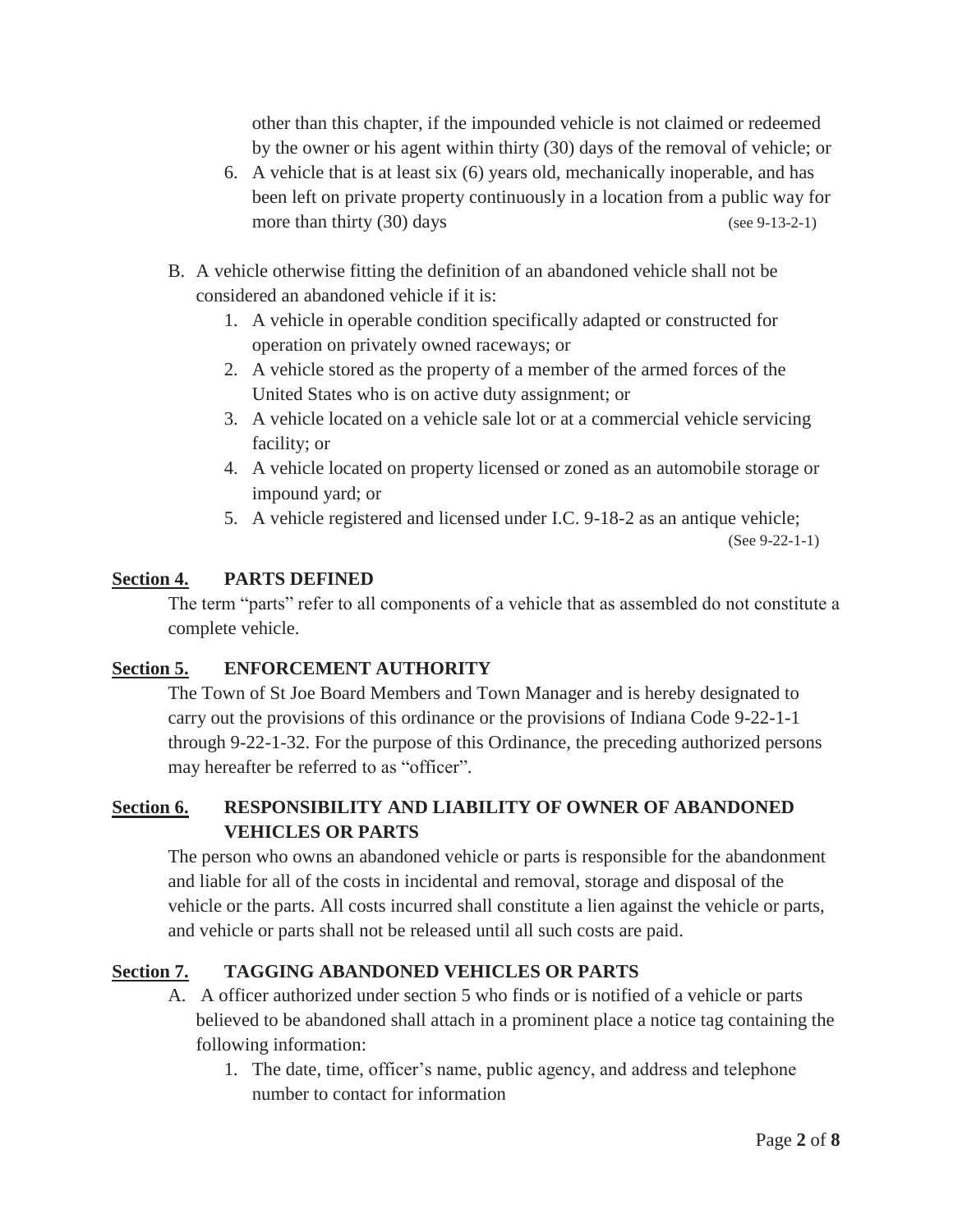other than this chapter, if the impounded vehicle is not claimed or redeemed by the owner or his agent within thirty (30) days of the removal of vehicle; or

6. A vehicle that is at least six (6) years old, mechanically inoperable, and has been left on private property continuously in a location from a public way for more than thirty (30) days (see 9-13-2-1)

B. A vehicle otherwise fitting the definition of an abandoned vehicle shall not be considered an abandoned vehicle if it is:
   1. A vehicle in operable condition specifically adapted or constructed for operation on privately owned raceways; or
   2. A vehicle stored as the property of a member of the armed forces of the United States who is on active duty assignment; or
   3. A vehicle located on a vehicle sale lot or at a commercial vehicle servicing facility; or
   4. A vehicle located on property licensed or zoned as an automobile storage or impound yard; or
   5. A vehicle registered and licensed under I.C. 9-18-2 as an antique vehicle; (See 9-22-1-1)

**Section 4. PARTS DEFINED**

The term "parts" refer to all components of a vehicle that as assembled do not constitute a complete vehicle.

**Section 5. ENFORCEMENT AUTHORITY**

The Town of St Joe Board Members and Town Manager and is hereby designated to carry out the provisions of this ordinance or the provisions of Indiana Code 9-22-1-1 through 9-22-1-32. For the purpose of this Ordinance, the preceding authorized persons may hereafter be referred to as "officer".

**Section 6. RESPONSIBILITY AND LIABILITY OF OWNER OF ABANDONED VEHICLES OR PARTS**

The person who owns an abandoned vehicle or parts is responsible for the abandonment and liable for all of the costs in incidental and removal, storage and disposal of the vehicle or the parts. All costs incurred shall constitute a lien against the vehicle or parts, and vehicle or parts shall not be released until all such costs are paid.

**Section 7. TAGGING ABANDONED VEHICLES OR PARTS**

A. A officer authorized under section 5 who finds or is notified of a vehicle or parts believed to be abandoned shall attach in a prominent place a notice tag containing the following information:
   1. The date, time, officer's name, public agency, and address and telephone number to contact for information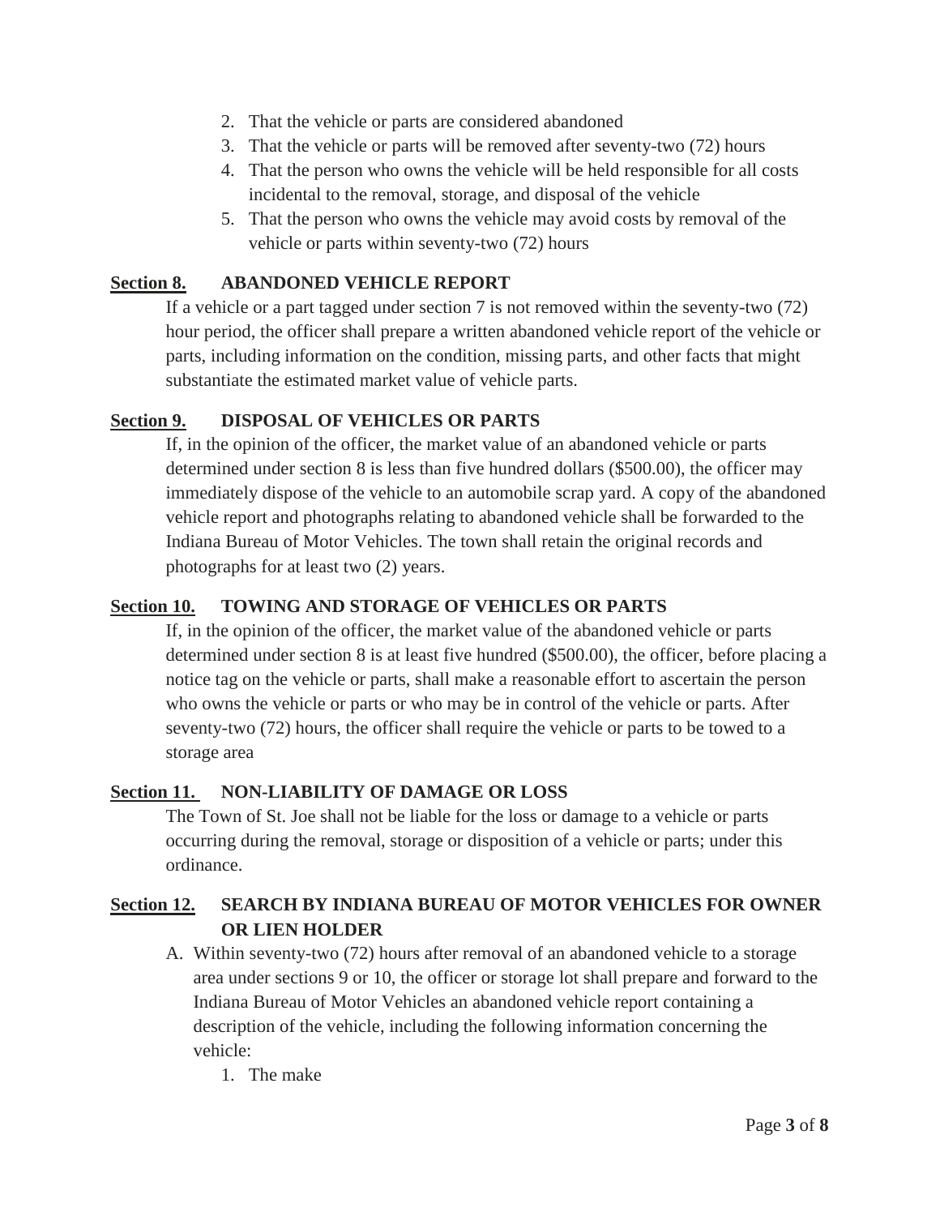2. That the vehicle or parts are considered abandoned
3. That the vehicle or parts will be removed after seventy-two (72) hours
4. That the person who owns the vehicle will be held responsible for all costs incidental to the removal, storage, and disposal of the vehicle
5. That the person who owns the vehicle may avoid costs by removal of the vehicle or parts within seventy-two (72) hours

**Section 8. ABANDONED VEHICLE REPORT**

If a vehicle or a part tagged under section 7 is not removed within the seventy-two (72) hour period, the officer shall prepare a written abandoned vehicle report of the vehicle or parts, including information on the condition, missing parts, and other facts that might substantiate the estimated market value of vehicle parts.

**Section 9. DISPOSAL OF VEHICLES OR PARTS**

If, in the opinion of the officer, the market value of an abandoned vehicle or parts determined under section 8 is less than five hundred dollars ($500.00), the officer may immediately dispose of the vehicle to an automobile scrap yard. A copy of the abandoned vehicle report and photographs relating to abandoned vehicle shall be forwarded to the Indiana Bureau of Motor Vehicles. The town shall retain the original records and photographs for at least two (2) years.

**Section 10. TOWING AND STORAGE OF VEHICLES OR PARTS**

If, in the opinion of the officer, the market value of the abandoned vehicle or parts determined under section 8 is at least five hundred ($500.00), the officer, before placing a notice tag on the vehicle or parts, shall make a reasonable effort to ascertain the person who owns the vehicle or parts or who may be in control of the vehicle or parts. After seventy-two (72) hours, the officer shall require the vehicle or parts to be towed to a storage area

**Section 11. NON-LIABILITY OF DAMAGE OR LOSS**

The Town of St. Joe shall not be liable for the loss or damage to a vehicle or parts occurring during the removal, storage or disposition of a vehicle or parts; under this ordinance.

**Section 12. SEARCH BY INDIANA BUREAU OF MOTOR VEHICLES FOR OWNER OR LIEN HOLDER**

A. Within seventy-two (72) hours after removal of an abandoned vehicle to a storage area under sections 9 or 10, the officer or storage lot shall prepare and forward to the Indiana Bureau of Motor Vehicles an abandoned vehicle report containing a description of the vehicle, including the following information concerning the vehicle:
    1. The make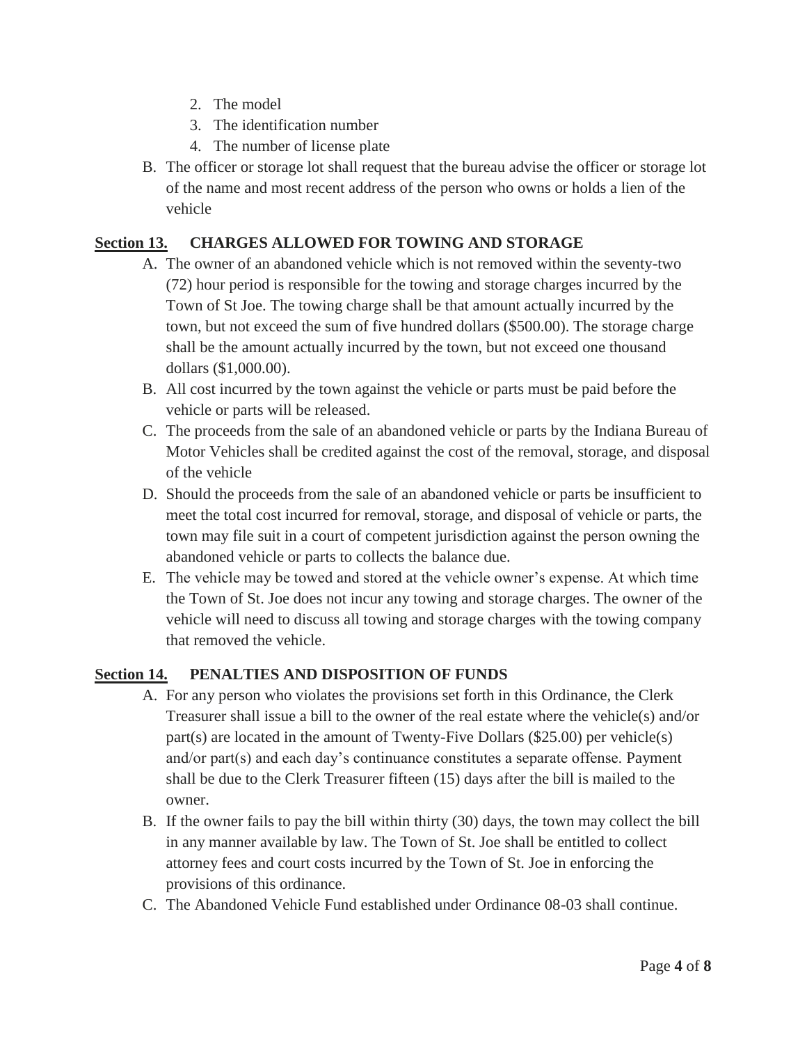2. The model
3. The identification number
4. The number of license plate

B. The officer or storage lot shall request that the bureau advise the officer or storage lot of the name and most recent address of the person who owns or holds a lien of the vehicle

## **Section 13.** CHARGES ALLOWED FOR TOWING AND STORAGE

A. The owner of an abandoned vehicle which is not removed within the seventy-two (72) hour period is responsible for the towing and storage charges incurred by the Town of St Joe. The towing charge shall be that amount actually incurred by the town, but not exceed the sum of five hundred dollars ($500.00). The storage charge shall be the amount actually incurred by the town, but not exceed one thousand dollars ($1,000.00).

B. All cost incurred by the town against the vehicle or parts must be paid before the vehicle or parts will be released.

C. The proceeds from the sale of an abandoned vehicle or parts by the Indiana Bureau of Motor Vehicles shall be credited against the cost of the removal, storage, and disposal of the vehicle

D. Should the proceeds from the sale of an abandoned vehicle or parts be insufficient to meet the total cost incurred for removal, storage, and disposal of vehicle or parts, the town may file suit in a court of competent jurisdiction against the person owning the abandoned vehicle or parts to collects the balance due.

E. The vehicle may be towed and stored at the vehicle owner's expense. At which time the Town of St. Joe does not incur any towing and storage charges. The owner of the vehicle will need to discuss all towing and storage charges with the towing company that removed the vehicle.

## **Section 14.** PENALTIES AND DISPOSITION OF FUNDS

A. For any person who violates the provisions set forth in this Ordinance, the Clerk Treasurer shall issue a bill to the owner of the real estate where the vehicle(s) and/or part(s) are located in the amount of Twenty-Five Dollars ($25.00) per vehicle(s) and/or part(s) and each day's continuance constitutes a separate offense. Payment shall be due to the Clerk Treasurer fifteen (15) days after the bill is mailed to the owner.

B. If the owner fails to pay the bill within thirty (30) days, the town may collect the bill in any manner available by law. The Town of St. Joe shall be entitled to collect attorney fees and court costs incurred by the Town of St. Joe in enforcing the provisions of this ordinance.

C. The Abandoned Vehicle Fund established under Ordinance 08-03 shall continue.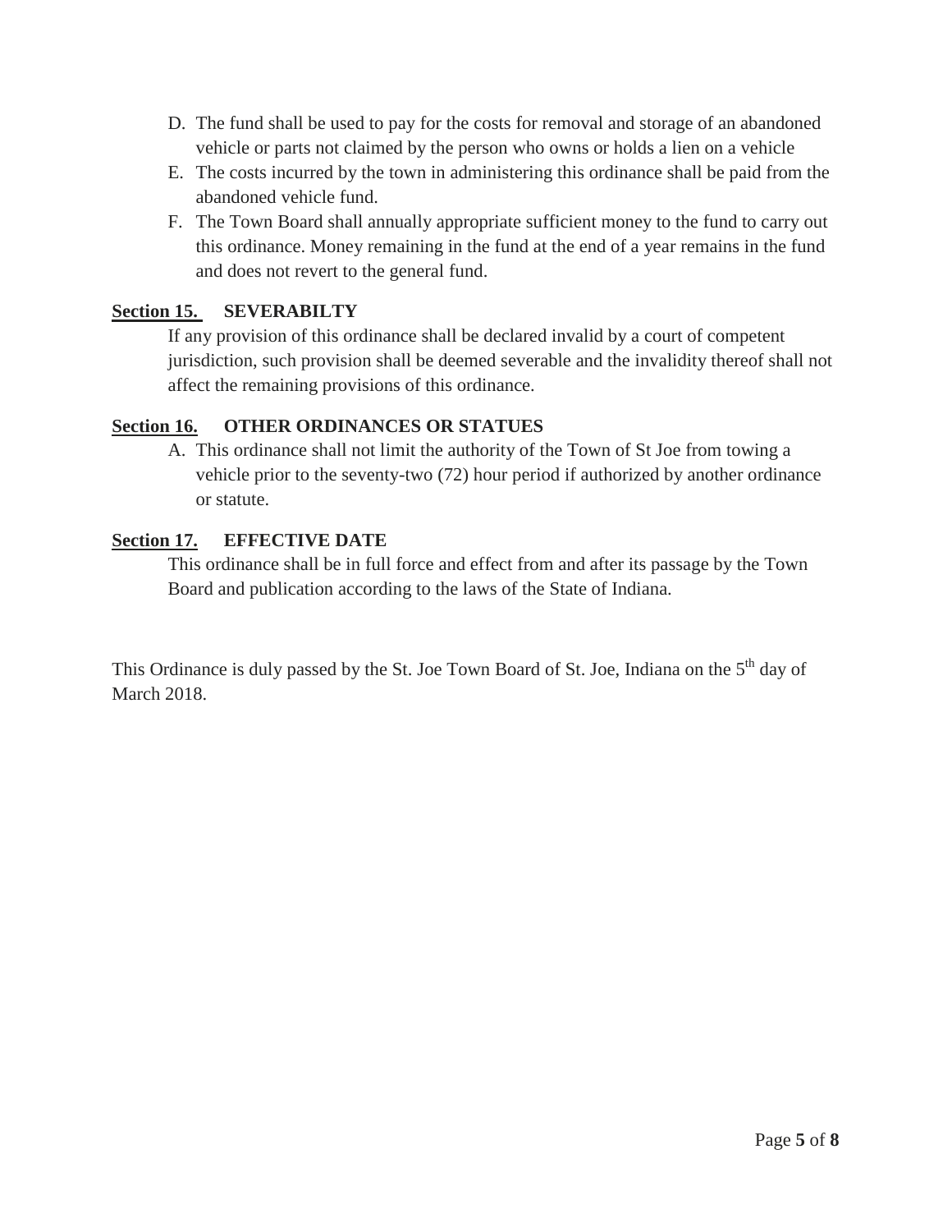D. The fund shall be used to pay for the costs for removal and storage of an abandoned vehicle or parts not claimed by the person who owns or holds a lien on a vehicle

E. The costs incurred by the town in administering this ordinance shall be paid from the abandoned vehicle fund.

F. The Town Board shall annually appropriate sufficient money to the fund to carry out this ordinance. Money remaining in the fund at the end of a year remains in the fund and does not revert to the general fund.

**Section 15. SEVERABILTY**

If any provision of this ordinance shall be declared invalid by a court of competent jurisdiction, such provision shall be deemed severable and the invalidity thereof shall not affect the remaining provisions of this ordinance.

**Section 16. OTHER ORDINANCES OR STATUES**

A. This ordinance shall not limit the authority of the Town of St Joe from towing a vehicle prior to the seventy-two (72) hour period if authorized by another ordinance or statute.

**Section 17. EFFECTIVE DATE**

This ordinance shall be in full force and effect from and after its passage by the Town Board and publication according to the laws of the State of Indiana.

This Ordinance is duly passed by the St. Joe Town Board of St. Joe, Indiana on the 5th day of March 2018.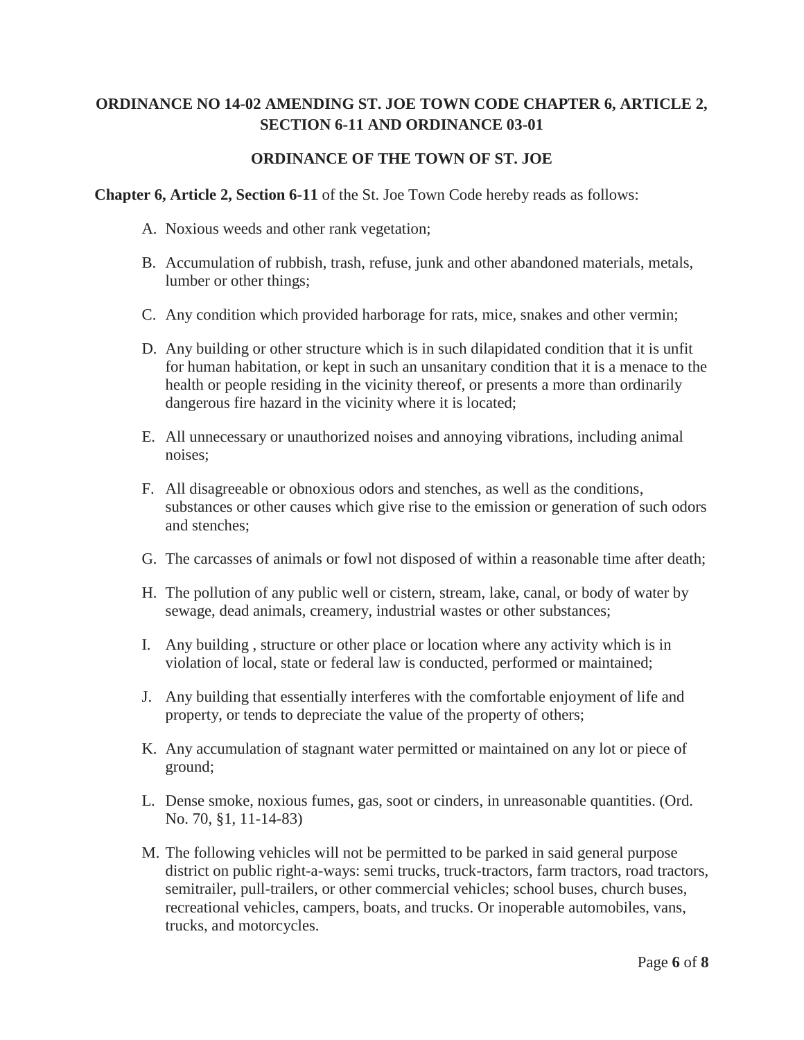## ORDINANCE NO 14-02 AMENDING ST. JOE TOWN CODE CHAPTER 6, ARTICLE 2, SECTION 6-11 AND ORDINANCE 03-01

## ORDINANCE OF THE TOWN OF ST. JOE

**Chapter 6, Article 2, Section 6-11** of the St. Joe Town Code hereby reads as follows:

A. Noxious weeds and other rank vegetation;

B. Accumulation of rubbish, trash, refuse, junk and other abandoned materials, metals, lumber or other things;

C. Any condition which provided harborage for rats, mice, snakes and other vermin;

D. Any building or other structure which is in such dilapidated condition that it is unfit for human habitation, or kept in such an unsanitary condition that it is a menace to the health or people residing in the vicinity thereof, or presents a more than ordinarily dangerous fire hazard in the vicinity where it is located;

E. All unnecessary or unauthorized noises and annoying vibrations, including animal noises;

F. All disagreeable or obnoxious odors and stenches, as well as the conditions, substances or other causes which give rise to the emission or generation of such odors and stenches;

G. The carcasses of animals or fowl not disposed of within a reasonable time after death;

H. The pollution of any public well or cistern, stream, lake, canal, or body of water by sewage, dead animals, creamery, industrial wastes or other substances;

I. Any building , structure or other place or location where any activity which is in violation of local, state or federal law is conducted, performed or maintained;

J. Any building that essentially interferes with the comfortable enjoyment of life and property, or tends to depreciate the value of the property of others;

K. Any accumulation of stagnant water permitted or maintained on any lot or piece of ground;

L. Dense smoke, noxious fumes, gas, soot or cinders, in unreasonable quantities. (Ord. No. 70, §1, 11-14-83)

M. The following vehicles will not be permitted to be parked in said general purpose district on public right-a-ways: semi trucks, truck-tractors, farm tractors, road tractors, semitrailer, pull-trailers, or other commercial vehicles; school buses, church buses, recreational vehicles, campers, boats, and trucks. Or inoperable automobiles, vans, trucks, and motorcycles.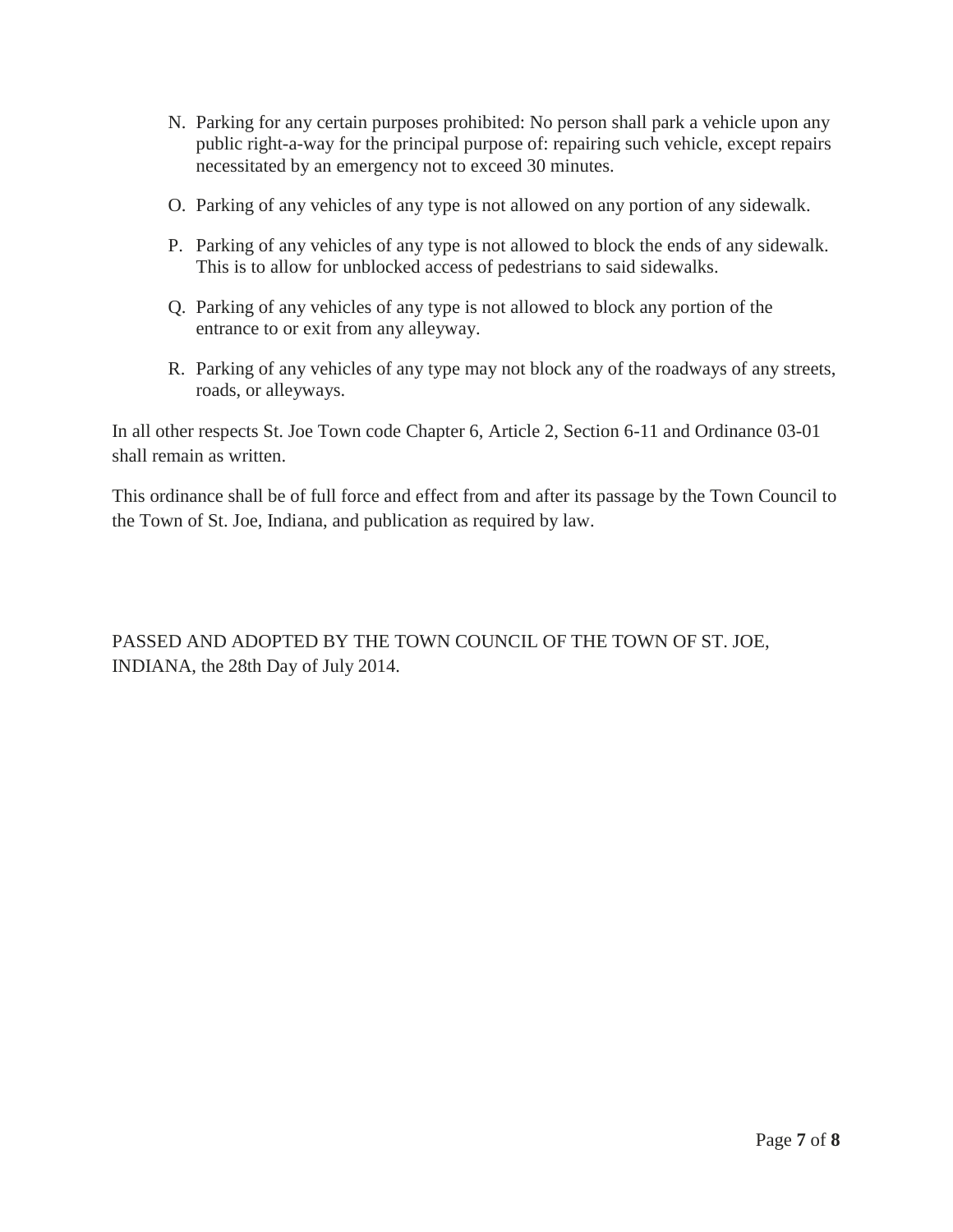N. Parking for any certain purposes prohibited: No person shall park a vehicle upon any public right-a-way for the principal purpose of: repairing such vehicle, except repairs necessitated by an emergency not to exceed 30 minutes.

O. Parking of any vehicles of any type is not allowed on any portion of any sidewalk.

P. Parking of any vehicles of any type is not allowed to block the ends of any sidewalk. This is to allow for unblocked access of pedestrians to said sidewalks.

Q. Parking of any vehicles of any type is not allowed to block any portion of the entrance to or exit from any alleyway.

R. Parking of any vehicles of any type may not block any of the roadways of any streets, roads, or alleyways.

In all other respects St. Joe Town code Chapter 6, Article 2, Section 6-11 and Ordinance 03-01 shall remain as written.

This ordinance shall be of full force and effect from and after its passage by the Town Council to the Town of St. Joe, Indiana, and publication as required by law.

PASSED AND ADOPTED BY THE TOWN COUNCIL OF THE TOWN OF ST. JOE, INDIANA, the 28th Day of July 2014.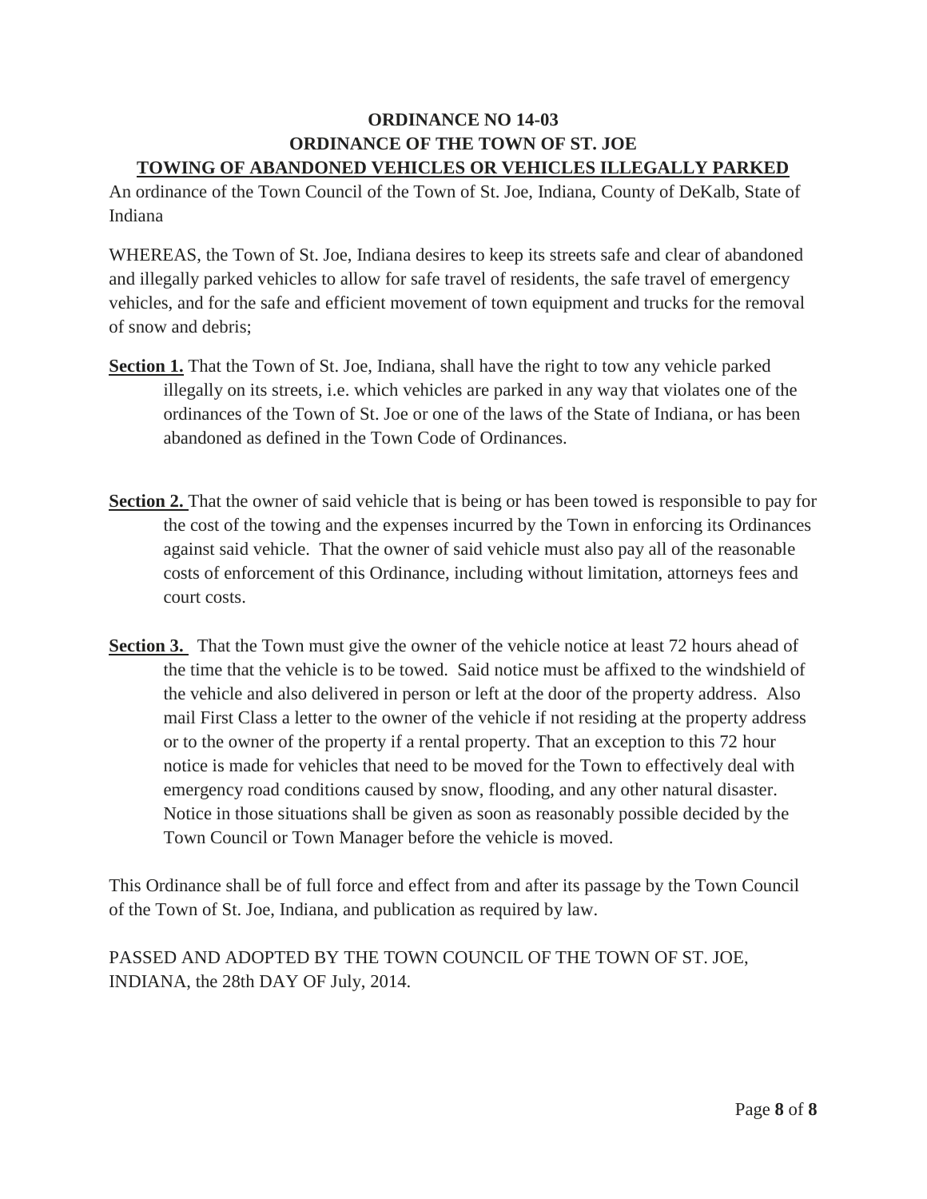**ORDINANCE NO 14-03**
**ORDINANCE OF THE TOWN OF ST. JOE**
**TOWING OF ABANDONED VEHICLES OR VEHICLES ILLEGALLY PARKED**

An ordinance of the Town Council of the Town of St. Joe, Indiana, County of DeKalb, State of Indiana

WHEREAS, the Town of St. Joe, Indiana desires to keep its streets safe and clear of abandoned and illegally parked vehicles to allow for safe travel of residents, the safe travel of emergency vehicles, and for the safe and efficient movement of town equipment and trucks for the removal of snow and debris;

**Section 1.** That the Town of St. Joe, Indiana, shall have the right to tow any vehicle parked illegally on its streets, i.e. which vehicles are parked in any way that violates one of the ordinances of the Town of St. Joe or one of the laws of the State of Indiana, or has been abandoned as defined in the Town Code of Ordinances.

**Section 2.** That the owner of said vehicle that is being or has been towed is responsible to pay for the cost of the towing and the expenses incurred by the Town in enforcing its Ordinances against said vehicle. That the owner of said vehicle must also pay all of the reasonable costs of enforcement of this Ordinance, including without limitation, attorneys fees and court costs.

**Section 3.** That the Town must give the owner of the vehicle notice at least 72 hours ahead of the time that the vehicle is to be towed. Said notice must be affixed to the windshield of the vehicle and also delivered in person or left at the door of the property address. Also mail First Class a letter to the owner of the vehicle if not residing at the property address or to the owner of the property if a rental property. That an exception to this 72 hour notice is made for vehicles that need to be moved for the Town to effectively deal with emergency road conditions caused by snow, flooding, and any other natural disaster. Notice in those situations shall be given as soon as reasonably possible decided by the Town Council or Town Manager before the vehicle is moved.

This Ordinance shall be of full force and effect from and after its passage by the Town Council of the Town of St. Joe, Indiana, and publication as required by law.

PASSED AND ADOPTED BY THE TOWN COUNCIL OF THE TOWN OF ST. JOE, INDIANA, the 28th DAY OF July, 2014.